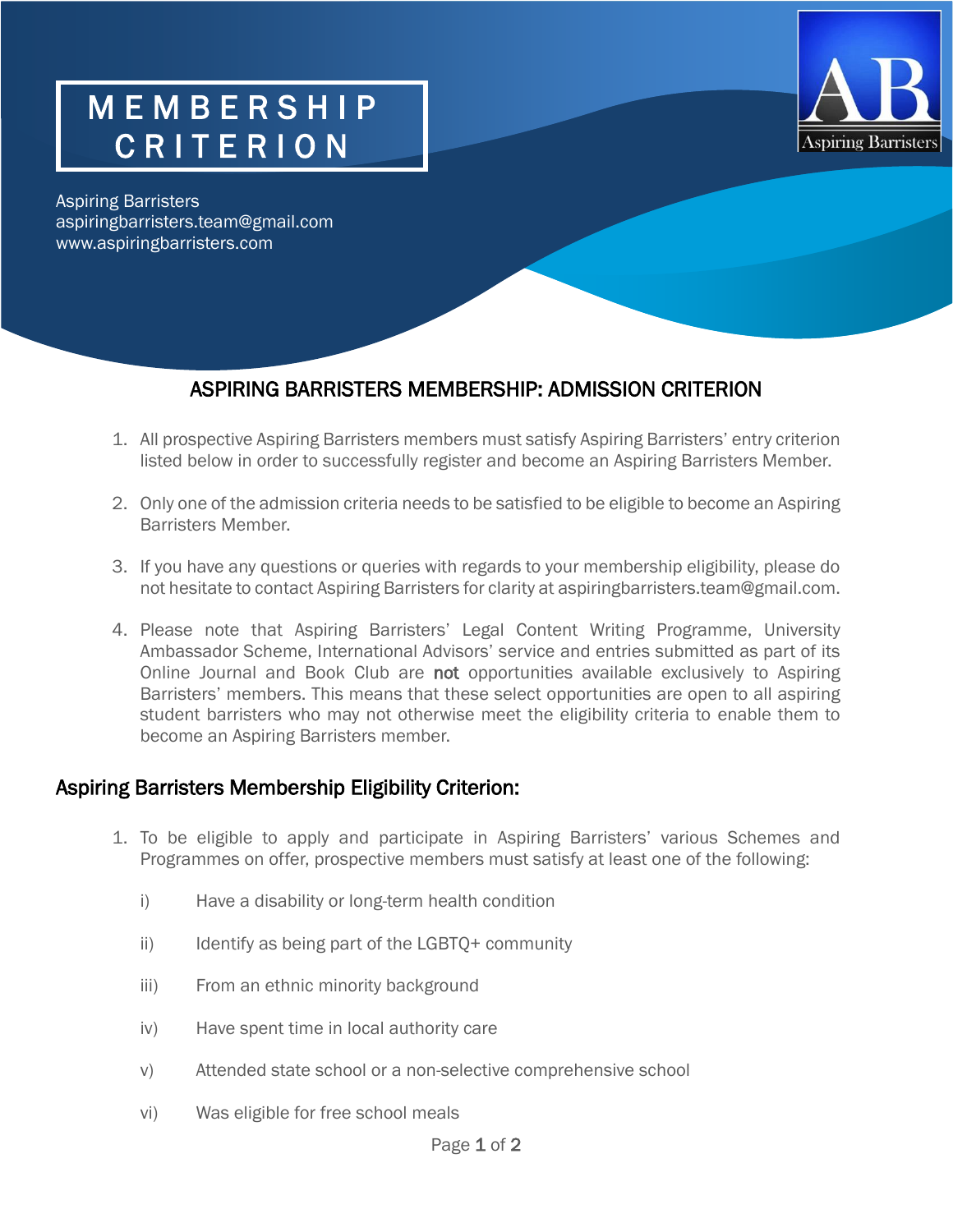# MEMBERSHIP CRITERION

Aspiring Barristers
aspiringbarristers.team@gmail.com
www.aspiringbarristers.com

## ASPIRING BARRISTERS MEMBERSHIP: ADMISSION CRITERION

1. All prospective Aspiring Barristers members must satisfy Aspiring Barristers' entry criterion listed below in order to successfully register and become an Aspiring Barristers Member.

2. Only one of the admission criteria needs to be satisfied to be eligible to become an Aspiring Barristers Member.

3. If you have any questions or queries with regards to your membership eligibility, please do not hesitate to contact Aspiring Barristers for clarity at aspiringbarristers.team@gmail.com.

4. Please note that Aspiring Barristers' Legal Content Writing Programme, University Ambassador Scheme, International Advisors' service and entries submitted as part of its Online Journal and Book Club are **not** opportunities available exclusively to Aspiring Barristers' members. This means that these select opportunities are open to all aspiring student barristers who may not otherwise meet the eligibility criteria to enable them to become an Aspiring Barristers member.

## Aspiring Barristers Membership Eligibility Criterion:

1. To be eligible to apply and participate in Aspiring Barristers' various Schemes and Programmes on offer, prospective members must satisfy at least one of the following:

   i) Have a disability or long-term health condition

   ii) Identify as being part of the LGBTQ+ community

   iii) From an ethnic minority background

   iv) Have spent time in local authority care

   v) Attended state school or a non-selective comprehensive school

   vi) Was eligible for free school meals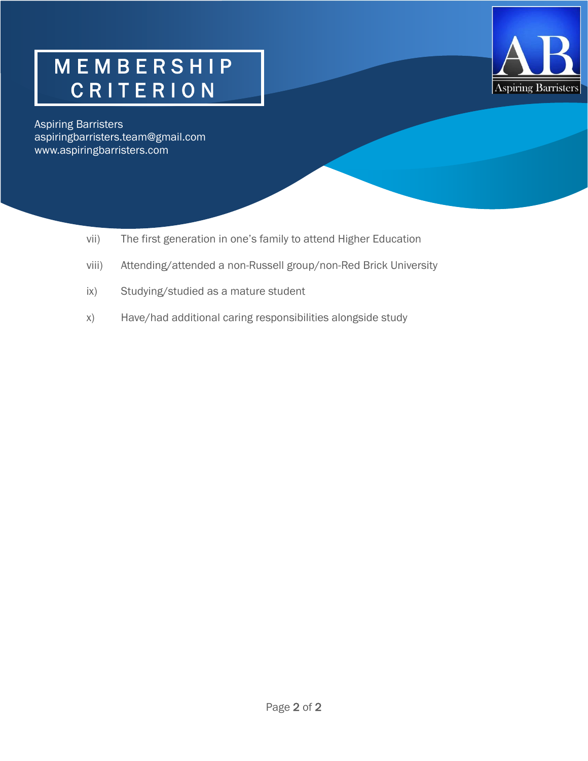# MEMBERSHIP CRITERION

Aspiring Barristers
aspiringbarristers.team@gmail.com
www.aspiringbarristers.com

vii) The first generation in one's family to attend Higher Education

viii) Attending/attended a non-Russell group/non-Red Brick University

ix) Studying/studied as a mature student

x) Have/had additional caring responsibilities alongside study